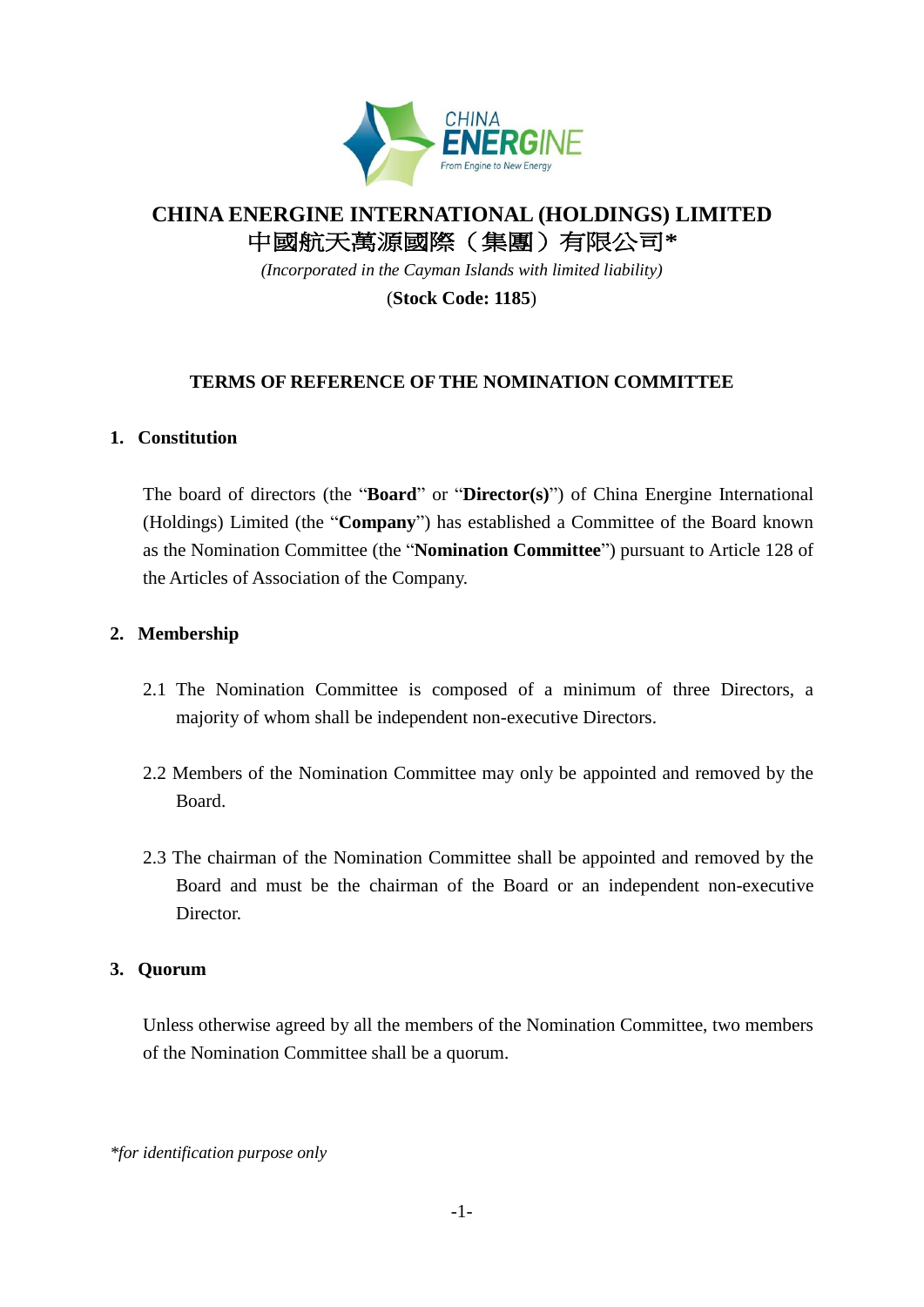# CHINA ENERGINE INTERNATIONAL (HOLDINGS) LIMITED

# 中國航天萬源國際（集團）有限公司*

*(Incorporated in the Cayman Islands with limited liability)*

(**Stock Code: 1185**)

## TERMS OF REFERENCE OF THE NOMINATION COMMITTEE

### 1. Constitution

The board of directors (the "**Board**" or "**Director(s)**") of China Energine International (Holdings) Limited (the "**Company**") has established a Committee of the Board known as the Nomination Committee (the "**Nomination Committee**") pursuant to Article 128 of the Articles of Association of the Company.

### 2. Membership

2.1 The Nomination Committee is composed of a minimum of three Directors, a majority of whom shall be independent non-executive Directors.

2.2 Members of the Nomination Committee may only be appointed and removed by the Board.

2.3 The chairman of the Nomination Committee shall be appointed and removed by the Board and must be the chairman of the Board or an independent non-executive Director.

### 3. Quorum

Unless otherwise agreed by all the members of the Nomination Committee, two members of the Nomination Committee shall be a quorum.

*\*for identification purpose only*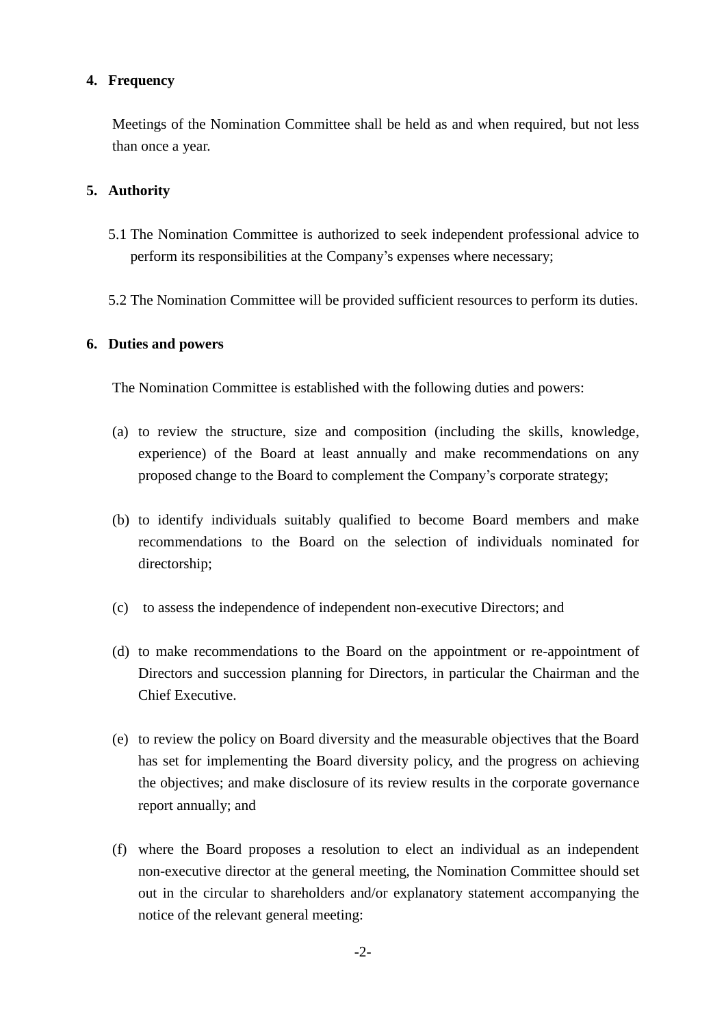## 4. Frequency

Meetings of the Nomination Committee shall be held as and when required, but not less than once a year.

## 5. Authority

5.1 The Nomination Committee is authorized to seek independent professional advice to perform its responsibilities at the Company's expenses where necessary;

5.2 The Nomination Committee will be provided sufficient resources to perform its duties.

## 6. Duties and powers

The Nomination Committee is established with the following duties and powers:

(a) to review the structure, size and composition (including the skills, knowledge, experience) of the Board at least annually and make recommendations on any proposed change to the Board to complement the Company's corporate strategy;

(b) to identify individuals suitably qualified to become Board members and make recommendations to the Board on the selection of individuals nominated for directorship;

(c) to assess the independence of independent non-executive Directors; and

(d) to make recommendations to the Board on the appointment or re-appointment of Directors and succession planning for Directors, in particular the Chairman and the Chief Executive.

(e) to review the policy on Board diversity and the measurable objectives that the Board has set for implementing the Board diversity policy, and the progress on achieving the objectives; and make disclosure of its review results in the corporate governance report annually; and

(f) where the Board proposes a resolution to elect an individual as an independent non-executive director at the general meeting, the Nomination Committee should set out in the circular to shareholders and/or explanatory statement accompanying the notice of the relevant general meeting: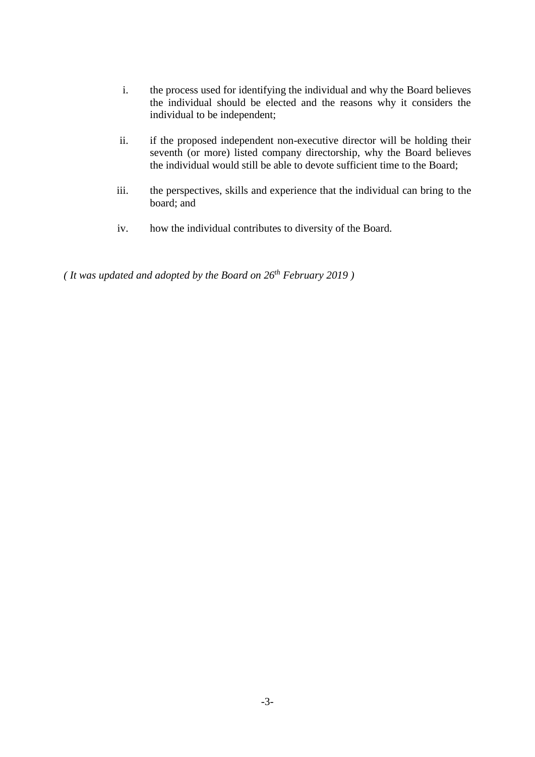i. the process used for identifying the individual and why the Board believes the individual should be elected and the reasons why it considers the individual to be independent;

ii. if the proposed independent non-executive director will be holding their seventh (or more) listed company directorship, why the Board believes the individual would still be able to devote sufficient time to the Board;

iii. the perspectives, skills and experience that the individual can bring to the board; and

iv. how the individual contributes to diversity of the Board.

*( It was updated and adopted by the Board on 26th February 2019 )*